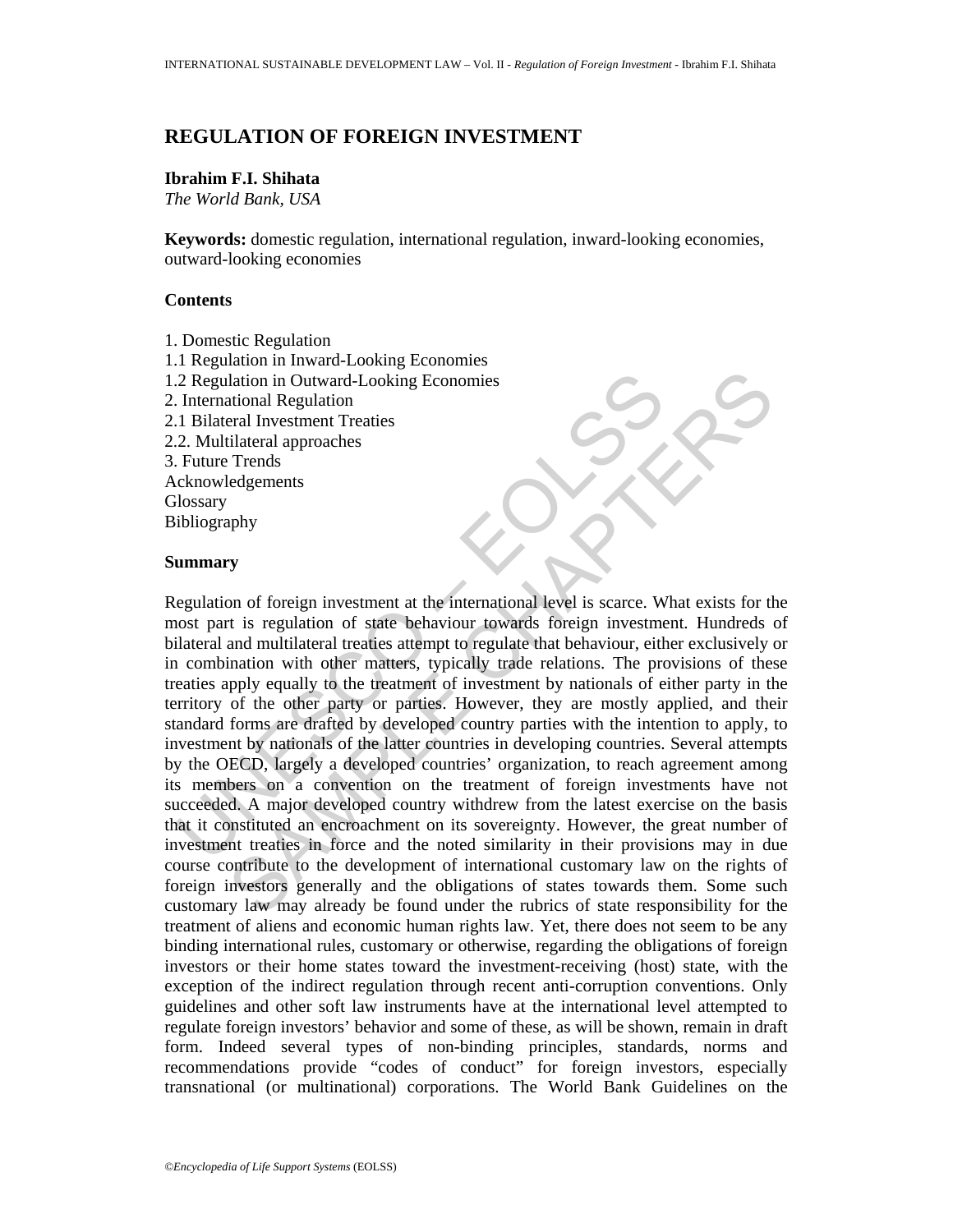# REGULATION OF FOREIGN INVESTMENT

**Ibrahim F.I. Shihata**

*The World Bank, USA*

**Keywords:** domestic regulation, international regulation, inward-looking economies, outward-looking economies

## Contents

1. Domestic Regulation
1.1 Regulation in Inward-Looking Economies
1.2 Regulation in Outward-Looking Economies
2. International Regulation
2.1 Bilateral Investment Treaties
2.2. Multilateral approaches
3. Future Trends
Acknowledgements
Glossary
Bibliography

## Summary

Regulation of foreign investment at the international level is scarce. What exists for the most part is regulation of state behaviour towards foreign investment. Hundreds of bilateral and multilateral treaties attempt to regulate that behaviour, either exclusively or in combination with other matters, typically trade relations. The provisions of these treaties apply equally to the treatment of investment by nationals of either party in the territory of the other party or parties. However, they are mostly applied, and their standard forms are drafted by developed country parties with the intention to apply, to investment by nationals of the latter countries in developing countries. Several attempts by the OECD, largely a developed countries' organization, to reach agreement among its members on a convention on the treatment of foreign investments have not succeeded. A major developed country withdrew from the latest exercise on the basis that it constituted an encroachment on its sovereignty. However, the great number of investment treaties in force and the noted similarity in their provisions may in due course contribute to the development of international customary law on the rights of foreign investors generally and the obligations of states towards them. Some such customary law may already be found under the rubrics of state responsibility for the treatment of aliens and economic human rights law. Yet, there does not seem to be any binding international rules, customary or otherwise, regarding the obligations of foreign investors or their home states toward the investment-receiving (host) state, with the exception of the indirect regulation through recent anti-corruption conventions. Only guidelines and other soft law instruments have at the international level attempted to regulate foreign investors' behavior and some of these, as will be shown, remain in draft form. Indeed several types of non-binding principles, standards, norms and recommendations provide "codes of conduct" for foreign investors, especially transnational (or multinational) corporations. The World Bank Guidelines on the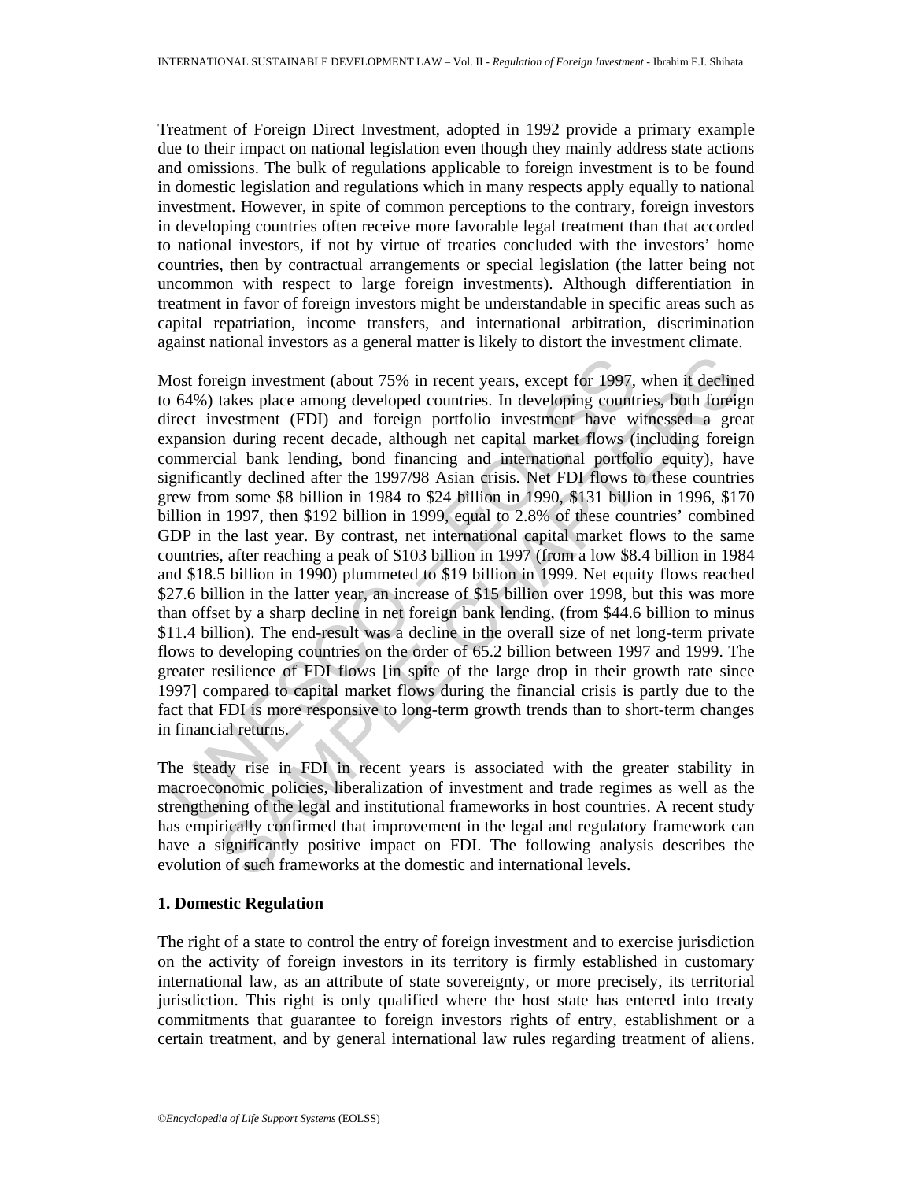Treatment of Foreign Direct Investment, adopted in 1992 provide a primary example due to their impact on national legislation even though they mainly address state actions and omissions. The bulk of regulations applicable to foreign investment is to be found in domestic legislation and regulations which in many respects apply equally to national investment. However, in spite of common perceptions to the contrary, foreign investors in developing countries often receive more favorable legal treatment than that accorded to national investors, if not by virtue of treaties concluded with the investors' home countries, then by contractual arrangements or special legislation (the latter being not uncommon with respect to large foreign investments). Although differentiation in treatment in favor of foreign investors might be understandable in specific areas such as capital repatriation, income transfers, and international arbitration, discrimination against national investors as a general matter is likely to distort the investment climate.

Most foreign investment (about 75% in recent years, except for 1997, when it declined to 64%) takes place among developed countries. In developing countries, both foreign direct investment (FDI) and foreign portfolio investment have witnessed a great expansion during recent decade, although net capital market flows (including foreign commercial bank lending, bond financing and international portfolio equity), have significantly declined after the 1997/98 Asian crisis. Net FDI flows to these countries grew from some $8 billion in 1984 to $24 billion in 1990, $131 billion in 1996, $170 billion in 1997, then $192 billion in 1999, equal to 2.8% of these countries' combined GDP in the last year. By contrast, net international capital market flows to the same countries, after reaching a peak of $103 billion in 1997 (from a low $8.4 billion in 1984 and $18.5 billion in 1990) plummeted to $19 billion in 1999. Net equity flows reached $27.6 billion in the latter year, an increase of $15 billion over 1998, but this was more than offset by a sharp decline in net foreign bank lending, (from $44.6 billion to minus $11.4 billion). The end-result was a decline in the overall size of net long-term private flows to developing countries on the order of 65.2 billion between 1997 and 1999. The greater resilience of FDI flows [in spite of the large drop in their growth rate since 1997] compared to capital market flows during the financial crisis is partly due to the fact that FDI is more responsive to long-term growth trends than to short-term changes in financial returns.

The steady rise in FDI in recent years is associated with the greater stability in macroeconomic policies, liberalization of investment and trade regimes as well as the strengthening of the legal and institutional frameworks in host countries. A recent study has empirically confirmed that improvement in the legal and regulatory framework can have a significantly positive impact on FDI. The following analysis describes the evolution of such frameworks at the domestic and international levels.

## 1. Domestic Regulation

The right of a state to control the entry of foreign investment and to exercise jurisdiction on the activity of foreign investors in its territory is firmly established in customary international law, as an attribute of state sovereignty, or more precisely, its territorial jurisdiction. This right is only qualified where the host state has entered into treaty commitments that guarantee to foreign investors rights of entry, establishment or a certain treatment, and by general international law rules regarding treatment of aliens.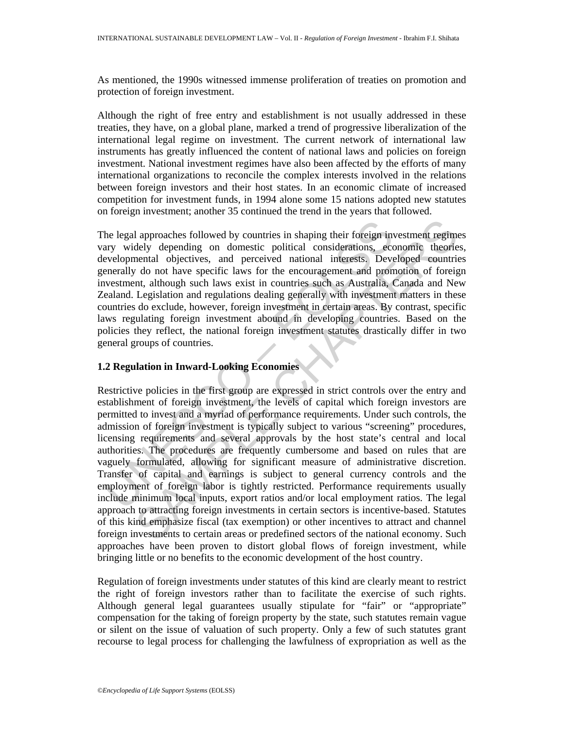As mentioned, the 1990s witnessed immense proliferation of treaties on promotion and protection of foreign investment.

Although the right of free entry and establishment is not usually addressed in these treaties, they have, on a global plane, marked a trend of progressive liberalization of the international legal regime on investment. The current network of international law instruments has greatly influenced the content of national laws and policies on foreign investment. National investment regimes have also been affected by the efforts of many international organizations to reconcile the complex interests involved in the relations between foreign investors and their host states. In an economic climate of increased competition for investment funds, in 1994 alone some 15 nations adopted new statutes on foreign investment; another 35 continued the trend in the years that followed.

The legal approaches followed by countries in shaping their foreign investment regimes vary widely depending on domestic political considerations, economic theories, developmental objectives, and perceived national interests. Developed countries generally do not have specific laws for the encouragement and promotion of foreign investment, although such laws exist in countries such as Australia, Canada and New Zealand. Legislation and regulations dealing generally with investment matters in these countries do exclude, however, foreign investment in certain areas. By contrast, specific laws regulating foreign investment abound in developing countries. Based on the policies they reflect, the national foreign investment statutes drastically differ in two general groups of countries.

### 1.2 Regulation in Inward-Looking Economies

Restrictive policies in the first group are expressed in strict controls over the entry and establishment of foreign investment, the levels of capital which foreign investors are permitted to invest and a myriad of performance requirements. Under such controls, the admission of foreign investment is typically subject to various "screening" procedures, licensing requirements and several approvals by the host state's central and local authorities. The procedures are frequently cumbersome and based on rules that are vaguely formulated, allowing for significant measure of administrative discretion. Transfer of capital and earnings is subject to general currency controls and the employment of foreign labor is tightly restricted. Performance requirements usually include minimum local inputs, export ratios and/or local employment ratios. The legal approach to attracting foreign investments in certain sectors is incentive-based. Statutes of this kind emphasize fiscal (tax exemption) or other incentives to attract and channel foreign investments to certain areas or predefined sectors of the national economy. Such approaches have been proven to distort global flows of foreign investment, while bringing little or no benefits to the economic development of the host country.

Regulation of foreign investments under statutes of this kind are clearly meant to restrict the right of foreign investors rather than to facilitate the exercise of such rights. Although general legal guarantees usually stipulate for "fair" or "appropriate" compensation for the taking of foreign property by the state, such statutes remain vague or silent on the issue of valuation of such property. Only a few of such statutes grant recourse to legal process for challenging the lawfulness of expropriation as well as the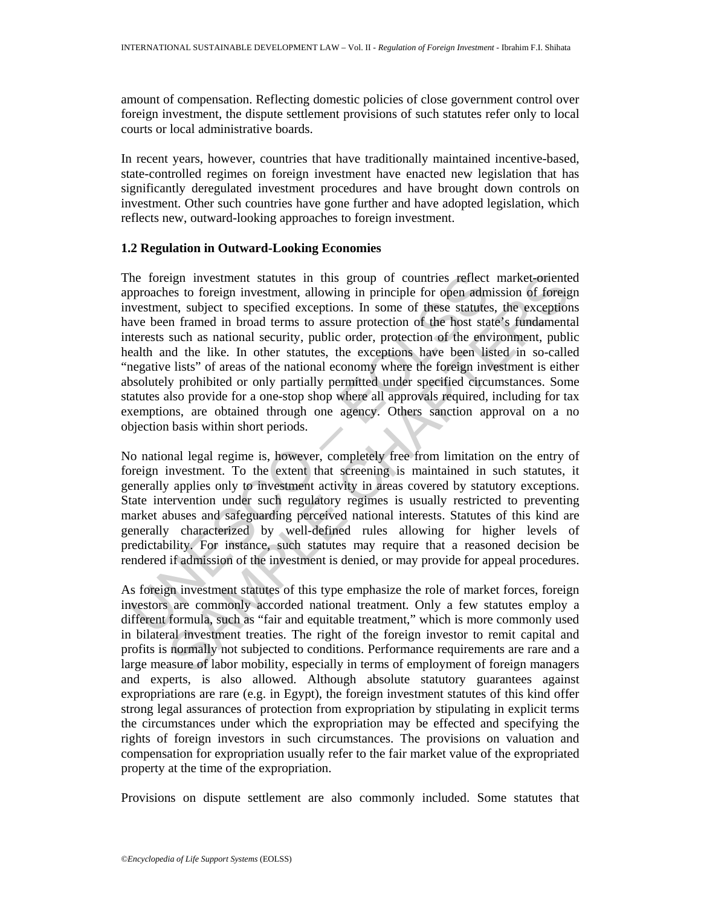amount of compensation. Reflecting domestic policies of close government control over foreign investment, the dispute settlement provisions of such statutes refer only to local courts or local administrative boards.

In recent years, however, countries that have traditionally maintained incentive-based, state-controlled regimes on foreign investment have enacted new legislation that has significantly deregulated investment procedures and have brought down controls on investment. Other such countries have gone further and have adopted legislation, which reflects new, outward-looking approaches to foreign investment.

### 1.2 Regulation in Outward-Looking Economies

The foreign investment statutes in this group of countries reflect market-oriented approaches to foreign investment, allowing in principle for open admission of foreign investment, subject to specified exceptions. In some of these statutes, the exceptions have been framed in broad terms to assure protection of the host state's fundamental interests such as national security, public order, protection of the environment, public health and the like. In other statutes, the exceptions have been listed in so-called "negative lists" of areas of the national economy where the foreign investment is either absolutely prohibited or only partially permitted under specified circumstances. Some statutes also provide for a one-stop shop where all approvals required, including for tax exemptions, are obtained through one agency. Others sanction approval on a no objection basis within short periods.

No national legal regime is, however, completely free from limitation on the entry of foreign investment. To the extent that screening is maintained in such statutes, it generally applies only to investment activity in areas covered by statutory exceptions. State intervention under such regulatory regimes is usually restricted to preventing market abuses and safeguarding perceived national interests. Statutes of this kind are generally characterized by well-defined rules allowing for higher levels of predictability. For instance, such statutes may require that a reasoned decision be rendered if admission of the investment is denied, or may provide for appeal procedures.

As foreign investment statutes of this type emphasize the role of market forces, foreign investors are commonly accorded national treatment. Only a few statutes employ a different formula, such as "fair and equitable treatment," which is more commonly used in bilateral investment treaties. The right of the foreign investor to remit capital and profits is normally not subjected to conditions. Performance requirements are rare and a large measure of labor mobility, especially in terms of employment of foreign managers and experts, is also allowed. Although absolute statutory guarantees against expropriations are rare (e.g. in Egypt), the foreign investment statutes of this kind offer strong legal assurances of protection from expropriation by stipulating in explicit terms the circumstances under which the expropriation may be effected and specifying the rights of foreign investors in such circumstances. The provisions on valuation and compensation for expropriation usually refer to the fair market value of the expropriated property at the time of the expropriation.

Provisions on dispute settlement are also commonly included. Some statutes that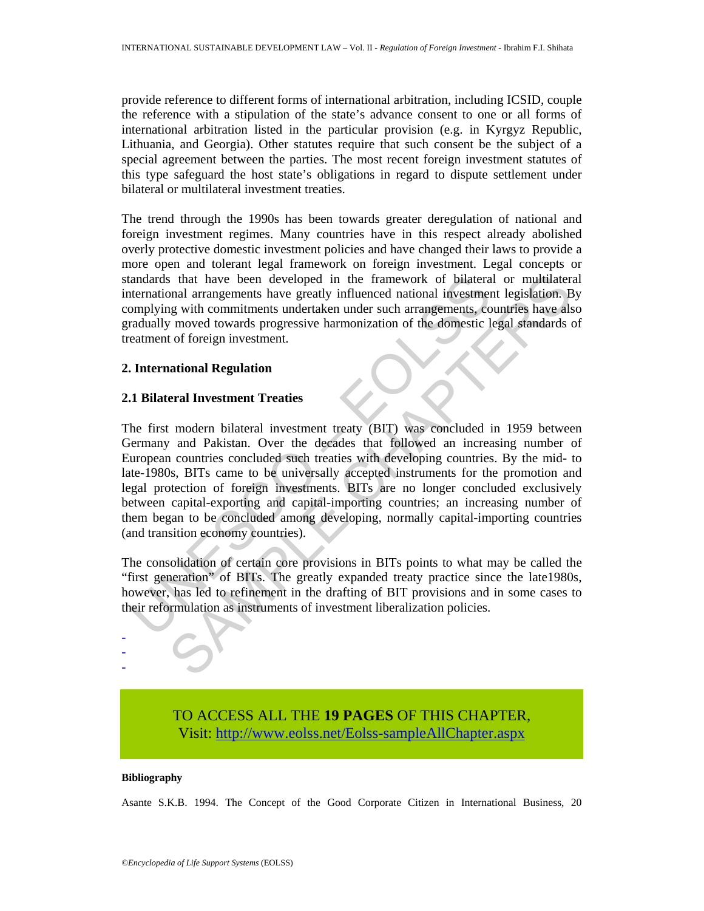provide reference to different forms of international arbitration, including ICSID, couple the reference with a stipulation of the state's advance consent to one or all forms of international arbitration listed in the particular provision (e.g. in Kyrgyz Republic, Lithuania, and Georgia). Other statutes require that such consent be the subject of a special agreement between the parties. The most recent foreign investment statutes of this type safeguard the host state's obligations in regard to dispute settlement under bilateral or multilateral investment treaties.

The trend through the 1990s has been towards greater deregulation of national and foreign investment regimes. Many countries have in this respect already abolished overly protective domestic investment policies and have changed their laws to provide a more open and tolerant legal framework on foreign investment. Legal concepts or standards that have been developed in the framework of bilateral or multilateral international arrangements have greatly influenced national investment legislation. By complying with commitments undertaken under such arrangements, countries have also gradually moved towards progressive harmonization of the domestic legal standards of treatment of foreign investment.

## 2. International Regulation

### 2.1 Bilateral Investment Treaties

The first modern bilateral investment treaty (BIT) was concluded in 1959 between Germany and Pakistan. Over the decades that followed an increasing number of European countries concluded such treaties with developing countries. By the mid- to late-1980s, BITs came to be universally accepted instruments for the promotion and legal protection of foreign investments. BITs are no longer concluded exclusively between capital-exporting and capital-importing countries; an increasing number of them began to be concluded among developing, normally capital-importing countries (and transition economy countries).

The consolidation of certain core provisions in BITs points to what may be called the "first generation" of BITs. The greatly expanded treaty practice since the late1980s, however, has led to refinement in the drafting of BIT provisions and in some cases to their reformulation as instruments of investment liberalization policies.

-
-
-

TO ACCESS ALL THE **19 PAGES** OF THIS CHAPTER,
Visit: http://www.eolss.net/Eolss-sampleAllChapter.aspx

#### Bibliography

Asante S.K.B. 1994. The Concept of the Good Corporate Citizen in International Business, 20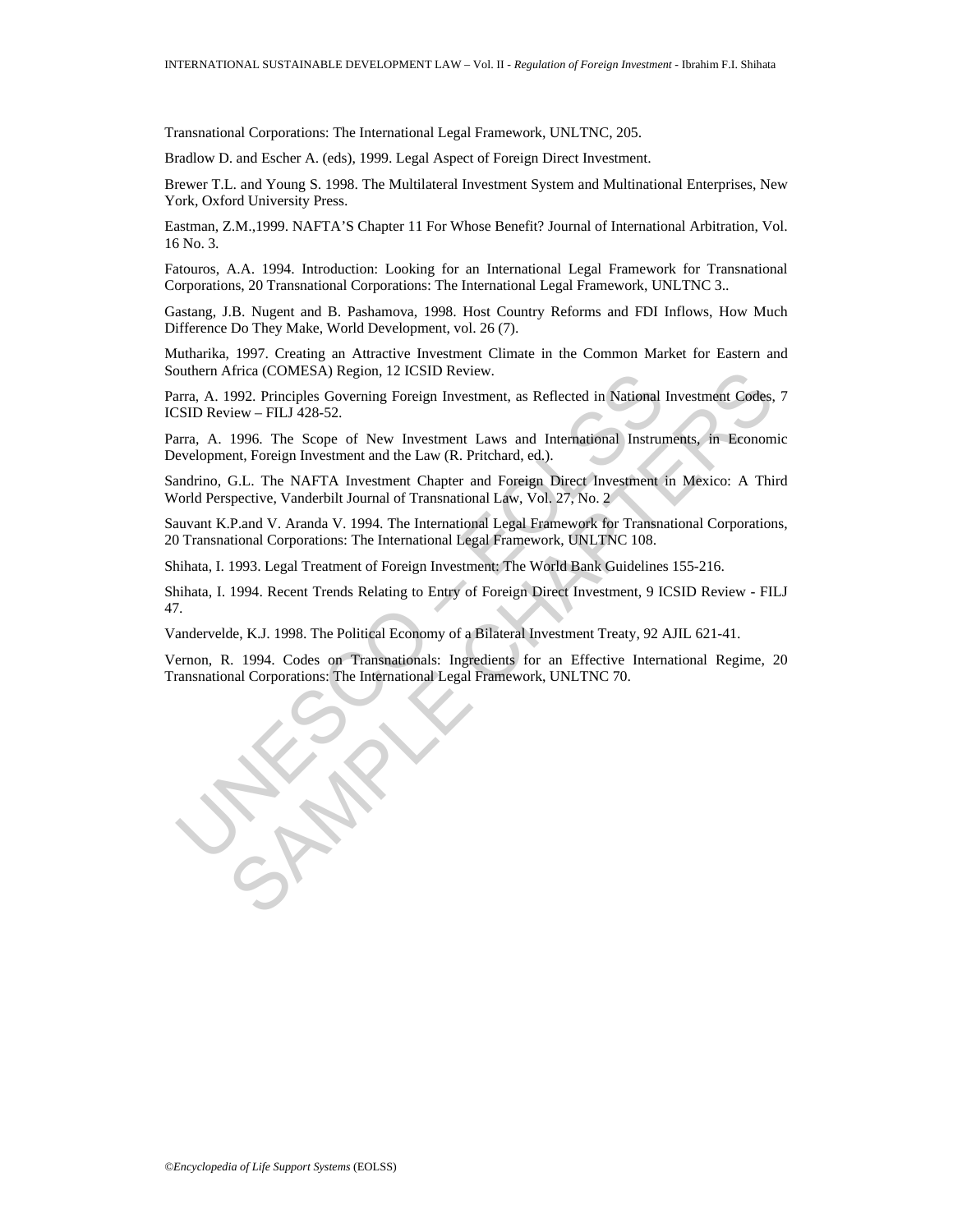Transnational Corporations: The International Legal Framework, UNLTNC, 205.

Bradlow D. and Escher A. (eds), 1999. Legal Aspect of Foreign Direct Investment.

Brewer T.L. and Young S. 1998. The Multilateral Investment System and Multinational Enterprises, New York, Oxford University Press.

Eastman, Z.M.,1999. NAFTA'S Chapter 11 For Whose Benefit? Journal of International Arbitration, Vol. 16 No. 3.

Fatouros, A.A. 1994. Introduction: Looking for an International Legal Framework for Transnational Corporations, 20 Transnational Corporations: The International Legal Framework, UNLTNC 3..

Gastang, J.B. Nugent and B. Pashamova, 1998. Host Country Reforms and FDI Inflows, How Much Difference Do They Make, World Development, vol. 26 (7).

Mutharika, 1997. Creating an Attractive Investment Climate in the Common Market for Eastern and Southern Africa (COMESA) Region, 12 ICSID Review.

Parra, A. 1992. Principles Governing Foreign Investment, as Reflected in National Investment Codes, 7 ICSID Review – FILJ 428-52.

Parra, A. 1996. The Scope of New Investment Laws and International Instruments, in Economic Development, Foreign Investment and the Law (R. Pritchard, ed.).

Sandrino, G.L. The NAFTA Investment Chapter and Foreign Direct Investment in Mexico: A Third World Perspective, Vanderbilt Journal of Transnational Law, Vol. 27, No. 2

Sauvant K.P.and V. Aranda V. 1994. The International Legal Framework for Transnational Corporations, 20 Transnational Corporations: The International Legal Framework, UNLTNC 108.

Shihata, I. 1993. Legal Treatment of Foreign Investment: The World Bank Guidelines 155-216.

Shihata, I. 1994. Recent Trends Relating to Entry of Foreign Direct Investment, 9 ICSID Review - FILJ 47.

Vandervelde, K.J. 1998. The Political Economy of a Bilateral Investment Treaty, 92 AJIL 621-41.

Vernon, R. 1994. Codes on Transnationals: Ingredients for an Effective International Regime, 20 Transnational Corporations: The International Legal Framework, UNLTNC 70.